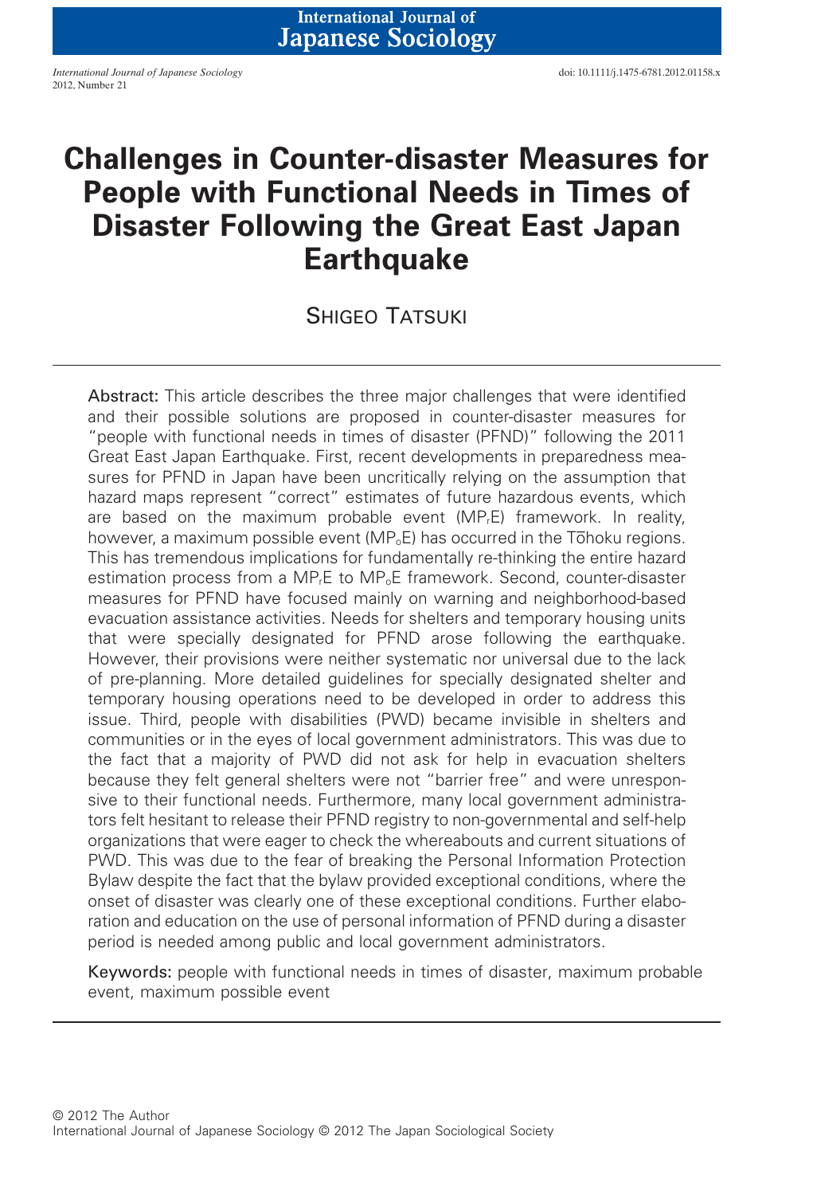# Challenges in Counter-disaster Measures for People with Functional Needs in Times of Disaster Following the Great East Japan Earthquake

SHIGEO TATSUKI

**Abstract:** This article describes the three major challenges that were identified and their possible solutions are proposed in counter-disaster measures for "people with functional needs in times of disaster (PFND)" following the 2011 Great East Japan Earthquake. First, recent developments in preparedness measures for PFND in Japan have been uncritically relying on the assumption that hazard maps represent "correct" estimates of future hazardous events, which are based on the maximum probable event ($MP_rE$) framework. In reality, however, a maximum possible event ($MP_oE$) has occurred in the Tōhoku regions. This has tremendous implications for fundamentally re-thinking the entire hazard estimation process from a $MP_rE$ to $MP_oE$ framework. Second, counter-disaster measures for PFND have focused mainly on warning and neighborhood-based evacuation assistance activities. Needs for shelters and temporary housing units that were specially designated for PFND arose following the earthquake. However, their provisions were neither systematic nor universal due to the lack of pre-planning. More detailed guidelines for specially designated shelter and temporary housing operations need to be developed in order to address this issue. Third, people with disabilities (PWD) became invisible in shelters and communities or in the eyes of local government administrators. This was due to the fact that a majority of PWD did not ask for help in evacuation shelters because they felt general shelters were not "barrier free" and were unresponsive to their functional needs. Furthermore, many local government administrators felt hesitant to release their PFND registry to non-governmental and self-help organizations that were eager to check the whereabouts and current situations of PWD. This was due to the fear of breaking the Personal Information Protection Bylaw despite the fact that the bylaw provided exceptional conditions, where the onset of disaster was clearly one of these exceptional conditions. Further elaboration and education on the use of personal information of PFND during a disaster period is needed among public and local government administrators.

**Keywords:** people with functional needs in times of disaster, maximum probable event, maximum possible event

© 2012 The Author
International Journal of Japanese Sociology © 2012 The Japan Sociological Society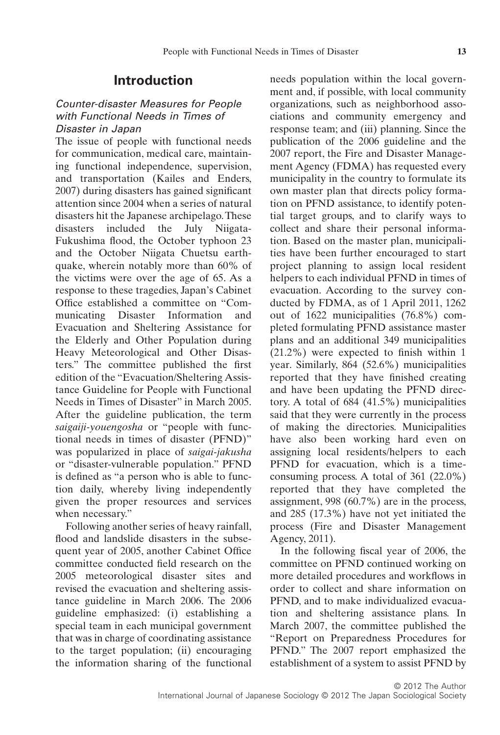## Introduction

### *Counter-disaster Measures for People with Functional Needs in Times of Disaster in Japan*

The issue of people with functional needs for communication, medical care, maintaining functional independence, supervision, and transportation (Kailes and Enders, 2007) during disasters has gained significant attention since 2004 when a series of natural disasters hit the Japanese archipelago. These disasters included the July Niigata-Fukushima flood, the October typhoon 23 and the October Niigata Chuetsu earthquake, wherein notably more than 60% of the victims were over the age of 65. As a response to these tragedies, Japan's Cabinet Office established a committee on "Communicating Disaster Information and Evacuation and Sheltering Assistance for the Elderly and Other Population during Heavy Meteorological and Other Disasters." The committee published the first edition of the "Evacuation/Sheltering Assistance Guideline for People with Functional Needs in Times of Disaster" in March 2005. After the guideline publication, the term *saigaiji-youengosha* or "people with functional needs in times of disaster (PFND)" was popularized in place of *saigai-jakusha* or "disaster-vulnerable population." PFND is defined as "a person who is able to function daily, whereby living independently given the proper resources and services when necessary."

Following another series of heavy rainfall, flood and landslide disasters in the subsequent year of 2005, another Cabinet Office committee conducted field research on the 2005 meteorological disaster sites and revised the evacuation and sheltering assistance guideline in March 2006. The 2006 guideline emphasized: (i) establishing a special team in each municipal government that was in charge of coordinating assistance to the target population; (ii) encouraging the information sharing of the functional needs population within the local government and, if possible, with local community organizations, such as neighborhood associations and community emergency and response team; and (iii) planning. Since the publication of the 2006 guideline and the 2007 report, the Fire and Disaster Management Agency (FDMA) has requested every municipality in the country to formulate its own master plan that directs policy formation on PFND assistance, to identify potential target groups, and to clarify ways to collect and share their personal information. Based on the master plan, municipalities have been further encouraged to start project planning to assign local resident helpers to each individual PFND in times of evacuation. According to the survey conducted by FDMA, as of 1 April 2011, 1262 out of 1622 municipalities (76.8%) completed formulating PFND assistance master plans and an additional 349 municipalities (21.2%) were expected to finish within 1 year. Similarly, 864 (52.6%) municipalities reported that they have finished creating and have been updating the PFND directory. A total of 684 (41.5%) municipalities said that they were currently in the process of making the directories. Municipalities have also been working hard even on assigning local residents/helpers to each PFND for evacuation, which is a time-consuming process. A total of 361 (22.0%) reported that they have completed the assignment, 998 (60.7%) are in the process, and 285 (17.3%) have not yet initiated the process (Fire and Disaster Management Agency, 2011).

In the following fiscal year of 2006, the committee on PFND continued working on more detailed procedures and workflows in order to collect and share information on PFND, and to make individualized evacuation and sheltering assistance plans. In March 2007, the committee published the "Report on Preparedness Procedures for PFND." The 2007 report emphasized the establishment of a system to assist PFND by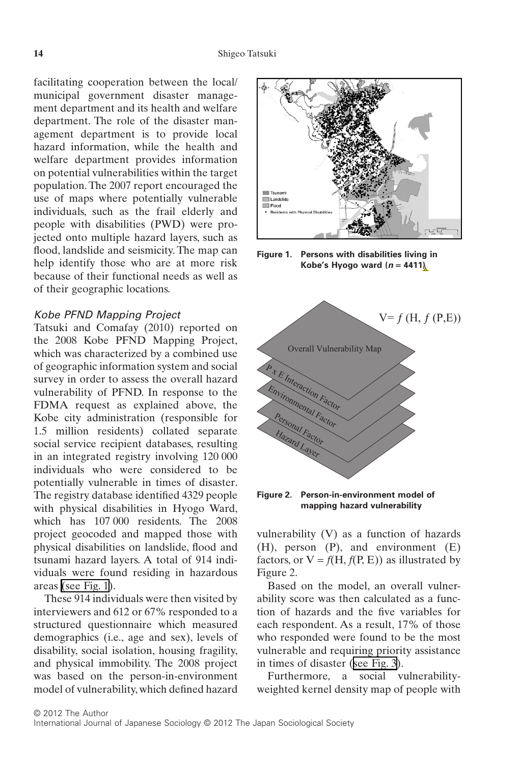facilitating cooperation between the local/municipal government disaster management department and its health and welfare department. The role of the disaster management department is to provide local hazard information, while the health and welfare department provides information on potential vulnerabilities within the target population. The 2007 report encouraged the use of maps where potentially vulnerable individuals, such as the frail elderly and people with disabilities (PWD) were projected onto multiple hazard layers, such as flood, landslide and seismicity. The map can help identify those who are at more risk because of their functional needs as well as of their geographic locations.

### *Kobe PFND Mapping Project*

Tatsuki and Comafay (2010) reported on the 2008 Kobe PFND Mapping Project, which was characterized by a combined use of geographic information system and social survey in order to assess the overall hazard vulnerability of PFND. In response to the FDMA request as explained above, the Kobe city administration (responsible for 1.5 million residents) collated separate social service recipient databases, resulting in an integrated registry involving 120 000 individuals who were considered to be potentially vulnerable in times of disaster. The registry database identified 4329 people with physical disabilities in Hyogo Ward, which has 107 000 residents. The 2008 project geocoded and mapped those with physical disabilities on landslide, flood and tsunami hazard layers. A total of 914 individuals were found residing in hazardous areas (see Fig. 1).

These 914 individuals were then visited by interviewers and 612 or 67% responded to a structured questionnaire which measured demographics (i.e., age and sex), levels of disability, social isolation, housing fragility, and physical immobility. The 2008 project was based on the person-in-environment model of vulnerability, which defined hazard vulnerability (V) as a function of hazards (H), person (P), and environment (E) factors, or $V = f(H, f(P, E))$ as illustrated by Figure 2.

Based on the model, an overall vulnerability score was then calculated as a function of hazards and the five variables for each respondent. As a result, 17% of those who responded were found to be the most vulnerable and requiring priority assistance in times of disaster (see Fig. 3).

Furthermore, a social vulnerability-weighted kernel density map of people with

**Figure 1. Persons with disabilities living in Kobe's Hyogo ward (*n* = 4411)**

**Figure 2. Person-in-environment model of mapping hazard vulnerability**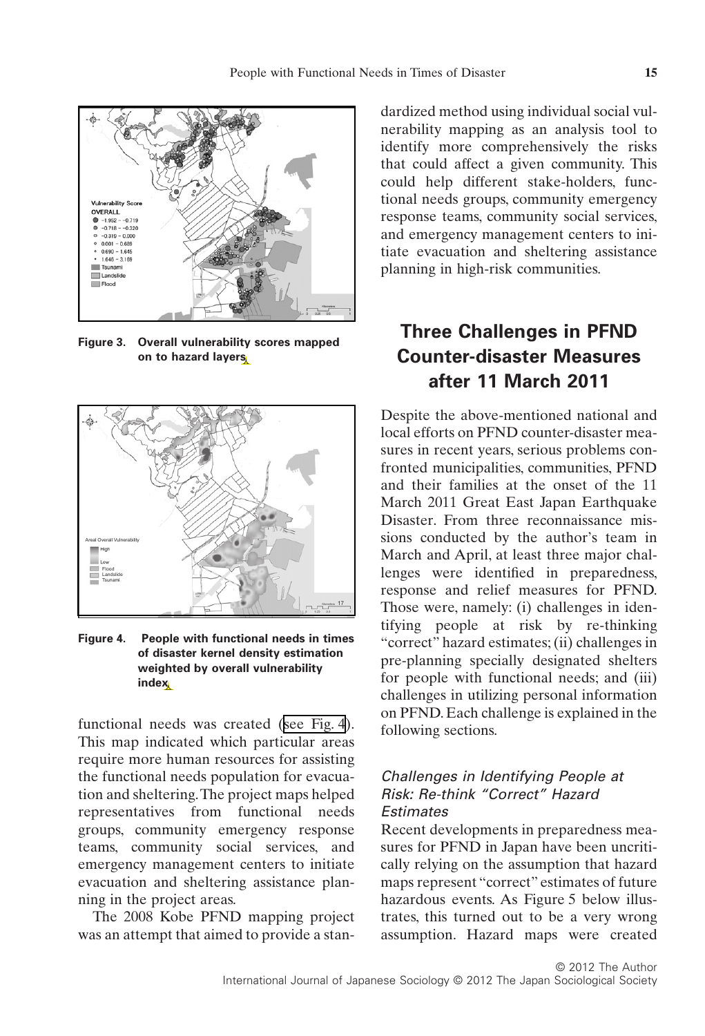Figure 3. Overall vulnerability scores mapped on to hazard layers

Figure 4. People with functional needs in times of disaster kernel density estimation weighted by overall vulnerability index

functional needs was created (see Fig. 4). This map indicated which particular areas require more human resources for assisting the functional needs population for evacuation and sheltering. The project maps helped representatives from functional needs groups, community emergency response teams, community social services, and emergency management centers to initiate evacuation and sheltering assistance planning in the project areas.

The 2008 Kobe PFND mapping project was an attempt that aimed to provide a standardized method using individual social vulnerability mapping as an analysis tool to identify more comprehensively the risks that could affect a given community. This could help different stake-holders, functional needs groups, community emergency response teams, community social services, and emergency management centers to initiate evacuation and sheltering assistance planning in high-risk communities.

## Three Challenges in PFND Counter-disaster Measures after 11 March 2011

Despite the above-mentioned national and local efforts on PFND counter-disaster measures in recent years, serious problems confronted municipalities, communities, PFND and their families at the onset of the 11 March 2011 Great East Japan Earthquake Disaster. From three reconnaissance missions conducted by the author's team in March and April, at least three major challenges were identified in preparedness, response and relief measures for PFND. Those were, namely: (i) challenges in identifying people at risk by re-thinking "correct" hazard estimates; (ii) challenges in pre-planning specially designated shelters for people with functional needs; and (iii) challenges in utilizing personal information on PFND. Each challenge is explained in the following sections.

### *Challenges in Identifying People at Risk: Re-think "Correct" Hazard Estimates*

Recent developments in preparedness measures for PFND in Japan have been uncritically relying on the assumption that hazard maps represent "correct" estimates of future hazardous events. As Figure 5 below illustrates, this turned out to be a very wrong assumption. Hazard maps were created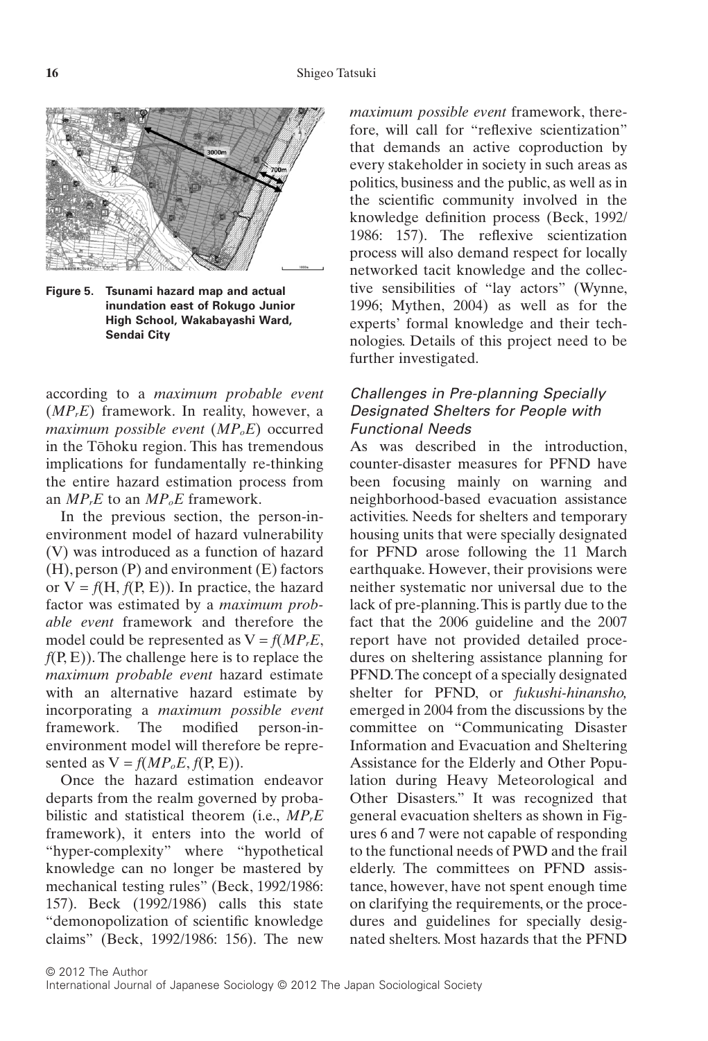**Figure 5. Tsunami hazard map and actual inundation east of Rokugo Junior High School, Wakabayashi Ward, Sendai City**

according to a *maximum probable event* ($MP_rE$) framework. In reality, however, a *maximum possible event* ($MP_oE$) occurred in the Tōhoku region. This has tremendous implications for fundamentally re-thinking the entire hazard estimation process from an $MP_rE$ to an $MP_oE$ framework.

In the previous section, the person-in-environment model of hazard vulnerability (V) was introduced as a function of hazard (H), person (P) and environment (E) factors or $V = f(H, f(P, E))$. In practice, the hazard factor was estimated by a *maximum probable event* framework and therefore the model could be represented as $V = f(MP_rE, f(P, E))$. The challenge here is to replace the *maximum probable event* hazard estimate with an alternative hazard estimate by incorporating a *maximum possible event* framework. The modified person-in-environment model will therefore be represented as $V = f(MP_oE, f(P, E))$.

Once the hazard estimation endeavor departs from the realm governed by probabilistic and statistical theorem (i.e., $MP_rE$ framework), it enters into the world of "hyper-complexity" where "hypothetical knowledge can no longer be mastered by mechanical testing rules" (Beck, 1992/1986: 157). Beck (1992/1986) calls this state "demonopolization of scientific knowledge claims" (Beck, 1992/1986: 156). The new *maximum possible event* framework, therefore, will call for "reflexive scientization" that demands an active coproduction by every stakeholder in society in such areas as politics, business and the public, as well as in the scientific community involved in the knowledge definition process (Beck, 1992/1986: 157). The reflexive scientization process will also demand respect for locally networked tacit knowledge and the collective sensibilities of "lay actors" (Wynne, 1996; Mythen, 2004) as well as for the experts' formal knowledge and their technologies. Details of this project need to be further investigated.

### *Challenges in Pre-planning Specially Designated Shelters for People with Functional Needs*

As was described in the introduction, counter-disaster measures for PFND have been focusing mainly on warning and neighborhood-based evacuation assistance activities. Needs for shelters and temporary housing units that were specially designated for PFND arose following the 11 March earthquake. However, their provisions were neither systematic nor universal due to the lack of pre-planning. This is partly due to the fact that the 2006 guideline and the 2007 report have not provided detailed procedures on sheltering assistance planning for PFND. The concept of a specially designated shelter for PFND, or *fukushi-hinansho,* emerged in 2004 from the discussions by the committee on "Communicating Disaster Information and Evacuation and Sheltering Assistance for the Elderly and Other Population during Heavy Meteorological and Other Disasters." It was recognized that general evacuation shelters as shown in Figures 6 and 7 were not capable of responding to the functional needs of PWD and the frail elderly. The committees on PFND assistance, however, have not spent enough time on clarifying the requirements, or the procedures and guidelines for specially designated shelters. Most hazards that the PFND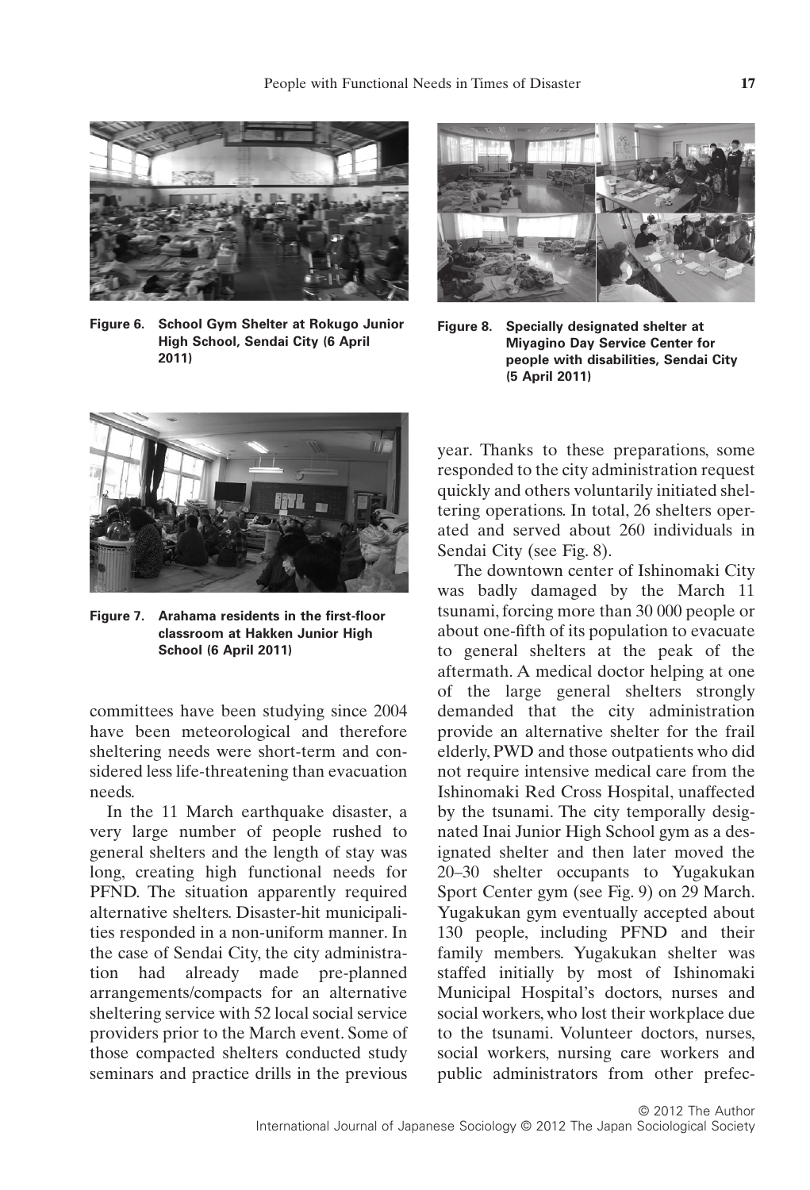Figure 6. School Gym Shelter at Rokugo Junior High School, Sendai City (6 April 2011)

Figure 8. Specially designated shelter at Miyagino Day Service Center for people with disabilities, Sendai City (5 April 2011)

Figure 7. Arahama residents in the first-floor classroom at Hakken Junior High School (6 April 2011)

committees have been studying since 2004 have been meteorological and therefore sheltering needs were short-term and considered less life-threatening than evacuation needs.

In the 11 March earthquake disaster, a very large number of people rushed to general shelters and the length of stay was long, creating high functional needs for PFND. The situation apparently required alternative shelters. Disaster-hit municipalities responded in a non-uniform manner. In the case of Sendai City, the city administration had already made pre-planned arrangements/compacts for an alternative sheltering service with 52 local social service providers prior to the March event. Some of those compacted shelters conducted study seminars and practice drills in the previous year. Thanks to these preparations, some responded to the city administration request quickly and others voluntarily initiated sheltering operations. In total, 26 shelters operated and served about 260 individuals in Sendai City (see Fig. 8).

The downtown center of Ishinomaki City was badly damaged by the March 11 tsunami, forcing more than 30 000 people or about one-fifth of its population to evacuate to general shelters at the peak of the aftermath. A medical doctor helping at one of the large general shelters strongly demanded that the city administration provide an alternative shelter for the frail elderly, PWD and those outpatients who did not require intensive medical care from the Ishinomaki Red Cross Hospital, unaffected by the tsunami. The city temporally designated Inai Junior High School gym as a designated shelter and then later moved the 20–30 shelter occupants to Yugakukan Sport Center gym (see Fig. 9) on 29 March. Yugakukan gym eventually accepted about 130 people, including PFND and their family members. Yugakukan shelter was staffed initially by most of Ishinomaki Municipal Hospital's doctors, nurses and social workers, who lost their workplace due to the tsunami. Volunteer doctors, nurses, social workers, nursing care workers and public administrators from other prefec-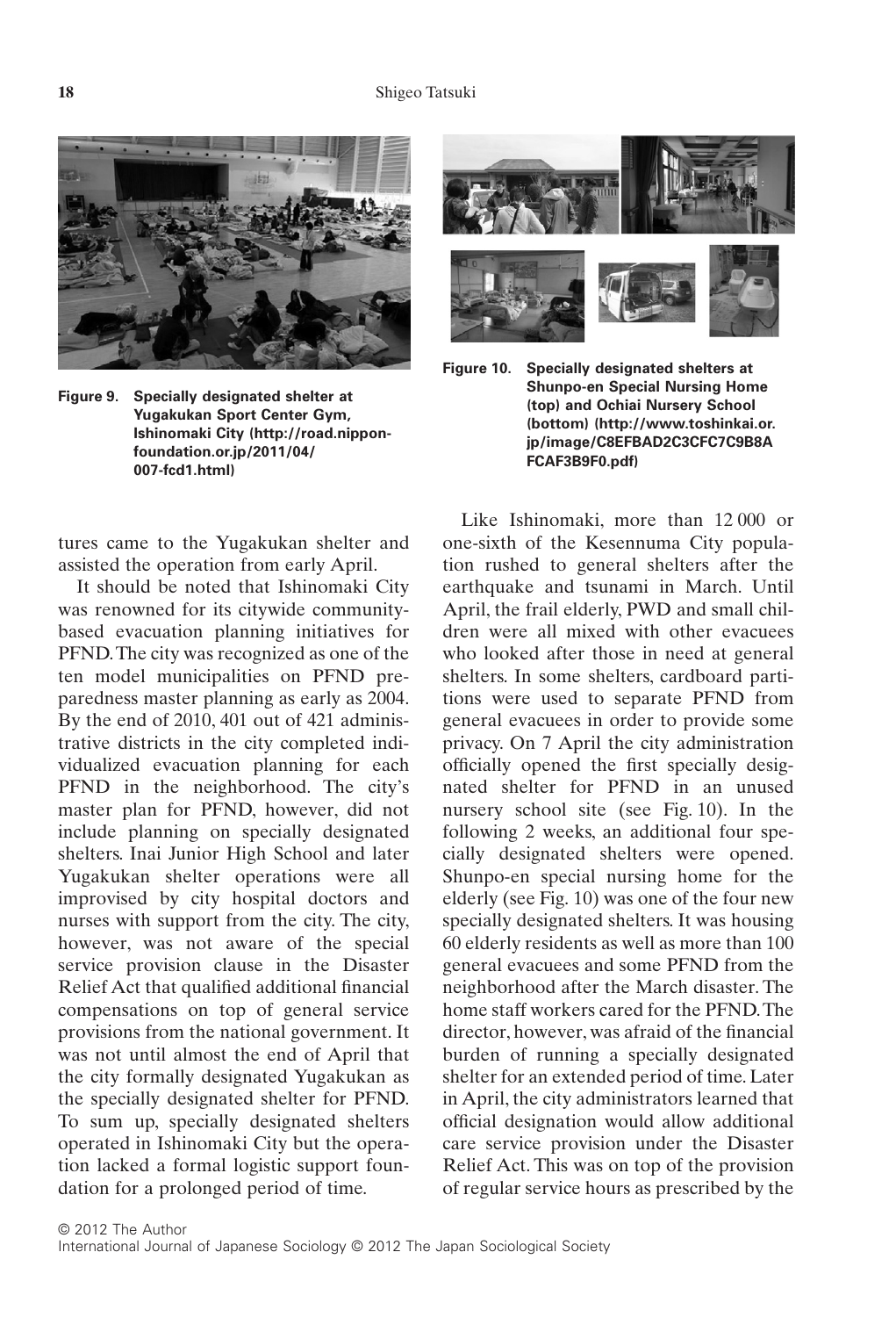Figure 9. Specially designated shelter at Yugakukan Sport Center Gym, Ishinomaki City (http://road.nippon-foundation.or.jp/2011/04/007-fcd1.html)

Figure 10. Specially designated shelters at Shunpo-en Special Nursing Home (top) and Ochiai Nursery School (bottom) (http://www.toshinkai.or.jp/image/C8EFBAD2C3CFC7C9B8AFCAF3B9F0.pdf)

tures came to the Yugakukan shelter and assisted the operation from early April.

It should be noted that Ishinomaki City was renowned for its citywide community-based evacuation planning initiatives for PFND. The city was recognized as one of the ten model municipalities on PFND preparedness master planning as early as 2004. By the end of 2010, 401 out of 421 administrative districts in the city completed individualized evacuation planning for each PFND in the neighborhood. The city's master plan for PFND, however, did not include planning on specially designated shelters. Inai Junior High School and later Yugakukan shelter operations were all improvised by city hospital doctors and nurses with support from the city. The city, however, was not aware of the special service provision clause in the Disaster Relief Act that qualified additional financial compensations on top of general service provisions from the national government. It was not until almost the end of April that the city formally designated Yugakukan as the specially designated shelter for PFND. To sum up, specially designated shelters operated in Ishinomaki City but the operation lacked a formal logistic support foundation for a prolonged period of time.

Like Ishinomaki, more than 12 000 or one-sixth of the Kesennuma City population rushed to general shelters after the earthquake and tsunami in March. Until April, the frail elderly, PWD and small children were all mixed with other evacuees who looked after those in need at general shelters. In some shelters, cardboard partitions were used to separate PFND from general evacuees in order to provide some privacy. On 7 April the city administration officially opened the first specially designated shelter for PFND in an unused nursery school site (see Fig. 10). In the following 2 weeks, an additional four specially designated shelters were opened. Shunpo-en special nursing home for the elderly (see Fig. 10) was one of the four new specially designated shelters. It was housing 60 elderly residents as well as more than 100 general evacuees and some PFND from the neighborhood after the March disaster. The home staff workers cared for the PFND. The director, however, was afraid of the financial burden of running a specially designated shelter for an extended period of time. Later in April, the city administrators learned that official designation would allow additional care service provision under the Disaster Relief Act. This was on top of the provision of regular service hours as prescribed by the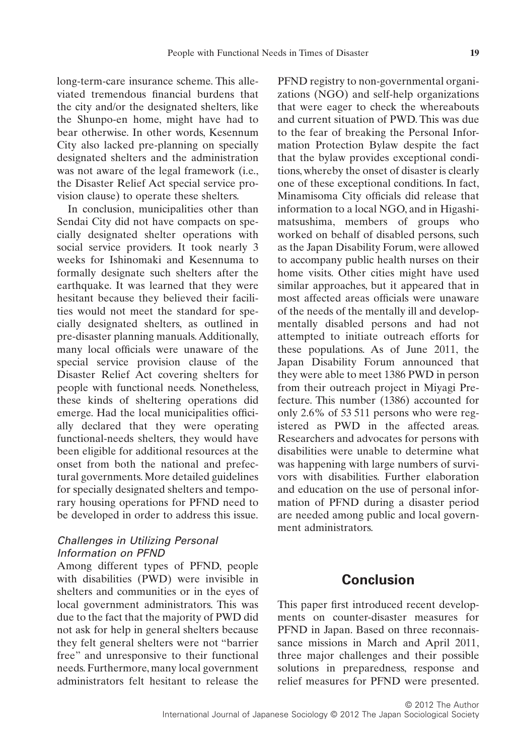long-term-care insurance scheme. This alleviated tremendous financial burdens that the city and/or the designated shelters, like the Shunpo-en home, might have had to bear otherwise. In other words, Kesennum City also lacked pre-planning on specially designated shelters and the administration was not aware of the legal framework (i.e., the Disaster Relief Act special service provision clause) to operate these shelters.

In conclusion, municipalities other than Sendai City did not have compacts on specially designated shelter operations with social service providers. It took nearly 3 weeks for Ishinomaki and Kesennuma to formally designate such shelters after the earthquake. It was learned that they were hesitant because they believed their facilities would not meet the standard for specially designated shelters, as outlined in pre-disaster planning manuals. Additionally, many local officials were unaware of the special service provision clause of the Disaster Relief Act covering shelters for people with functional needs. Nonetheless, these kinds of sheltering operations did emerge. Had the local municipalities officially declared that they were operating functional-needs shelters, they would have been eligible for additional resources at the onset from both the national and prefectural governments. More detailed guidelines for specially designated shelters and temporary housing operations for PFND need to be developed in order to address this issue.

### *Challenges in Utilizing Personal Information on PFND*

Among different types of PFND, people with disabilities (PWD) were invisible in shelters and communities or in the eyes of local government administrators. This was due to the fact that the majority of PWD did not ask for help in general shelters because they felt general shelters were not "barrier free" and unresponsive to their functional needs. Furthermore, many local government administrators felt hesitant to release the PFND registry to non-governmental organizations (NGO) and self-help organizations that were eager to check the whereabouts and current situation of PWD. This was due to the fear of breaking the Personal Information Protection Bylaw despite the fact that the bylaw provides exceptional conditions, whereby the onset of disaster is clearly one of these exceptional conditions. In fact, Minamisoma City officials did release that information to a local NGO, and in Higashimatsushima, members of groups who worked on behalf of disabled persons, such as the Japan Disability Forum, were allowed to accompany public health nurses on their home visits. Other cities might have used similar approaches, but it appeared that in most affected areas officials were unaware of the needs of the mentally ill and developmentally disabled persons and had not attempted to initiate outreach efforts for these populations. As of June 2011, the Japan Disability Forum announced that they were able to meet 1386 PWD in person from their outreach project in Miyagi Prefecture. This number (1386) accounted for only 2.6% of 53 511 persons who were registered as PWD in the affected areas. Researchers and advocates for persons with disabilities were unable to determine what was happening with large numbers of survivors with disabilities. Further elaboration and education on the use of personal information of PFND during a disaster period are needed among public and local government administrators.

## Conclusion

This paper first introduced recent developments on counter-disaster measures for PFND in Japan. Based on three reconnaissance missions in March and April 2011, three major challenges and their possible solutions in preparedness, response and relief measures for PFND were presented.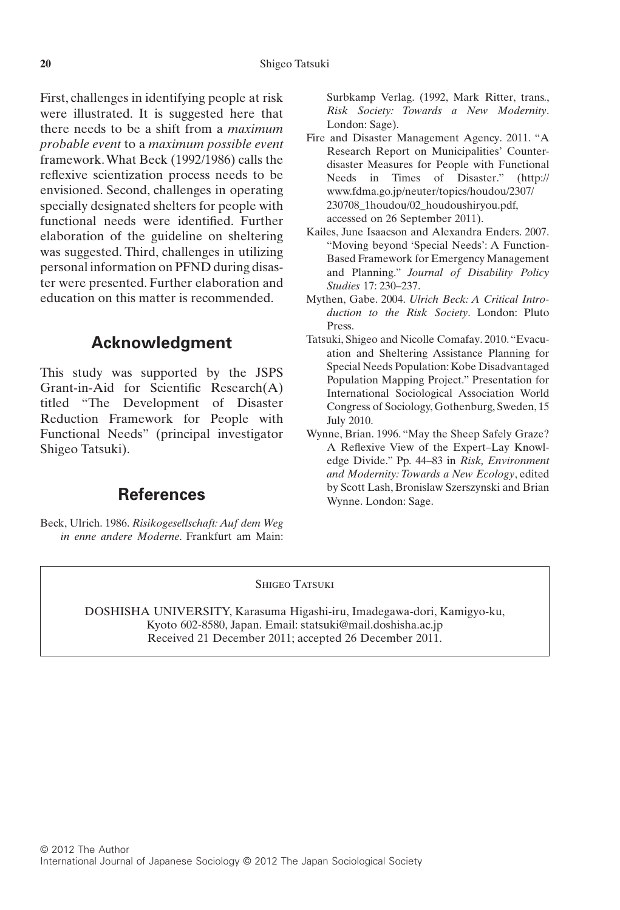First, challenges in identifying people at risk were illustrated. It is suggested here that there needs to be a shift from a *maximum probable event* to a *maximum possible event* framework. What Beck (1992/1986) calls the reflexive scientization process needs to be envisioned. Second, challenges in operating specially designated shelters for people with functional needs were identified. Further elaboration of the guideline on sheltering was suggested. Third, challenges in utilizing personal information on PFND during disaster were presented. Further elaboration and education on this matter is recommended.

## Acknowledgment

This study was supported by the JSPS Grant-in-Aid for Scientific Research(A) titled "The Development of Disaster Reduction Framework for People with Functional Needs" (principal investigator Shigeo Tatsuki).

## References

Beck, Ulrich. 1986. *Risikogesellschaft: Auf dem Weg in enne andere Moderne*. Frankfurt am Main: Surbkamp Verlag. (1992, Mark Ritter, trans., *Risk Society: Towards a New Modernity*. London: Sage).

Fire and Disaster Management Agency. 2011. "A Research Report on Municipalities' Counter-disaster Measures for People with Functional Needs in Times of Disaster." (http://www.fdma.go.jp/neuter/topics/houdou/2307/230708_1houdou/02_houdoushiryou.pdf, accessed on 26 September 2011).

Kailes, June Isaacson and Alexandra Enders. 2007. "Moving beyond 'Special Needs': A Function-Based Framework for Emergency Management and Planning." *Journal of Disability Policy Studies* 17: 230–237.

Mythen, Gabe. 2004. *Ulrich Beck: A Critical Introduction to the Risk Society*. London: Pluto Press.

Tatsuki, Shigeo and Nicolle Comafay. 2010. "Evacuation and Sheltering Assistance Planning for Special Needs Population: Kobe Disadvantaged Population Mapping Project." Presentation for International Sociological Association World Congress of Sociology, Gothenburg, Sweden, 15 July 2010.

Wynne, Brian. 1996. "May the Sheep Safely Graze? A Reflexive View of the Expert–Lay Knowledge Divide." Pp. 44–83 in *Risk, Environment and Modernity: Towards a New Ecology*, edited by Scott Lash, Bronislaw Szerszynski and Brian Wynne. London: Sage.

SHIGEO TATSUKI

DOSHISHA UNIVERSITY, Karasuma Higashi-iru, Imadegawa-dori, Kamigyo-ku, Kyoto 602-8580, Japan. Email: statsuki@mail.doshisha.ac.jp
Received 21 December 2011; accepted 26 December 2011.

© 2012 The Author
International Journal of Japanese Sociology © 2012 The Japan Sociological Society